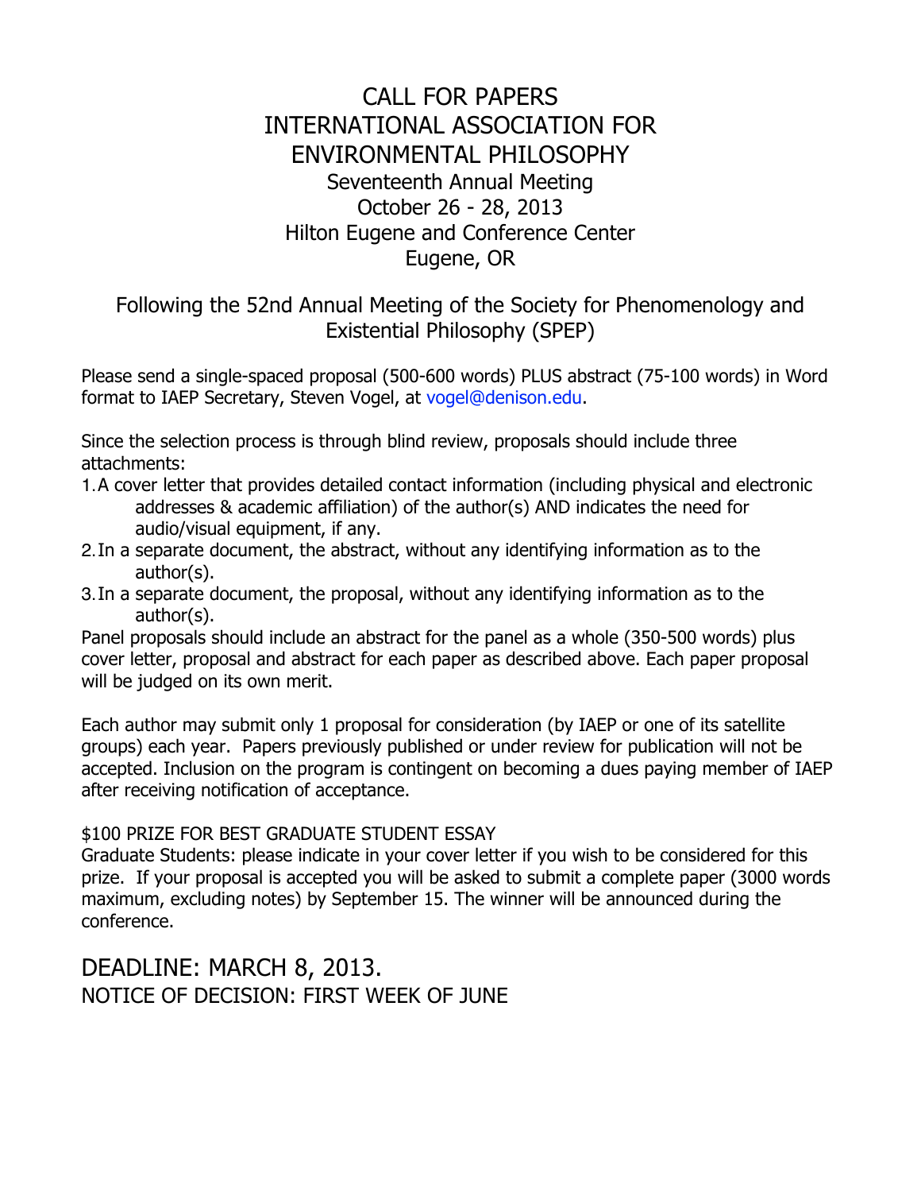# CALL FOR PAPERS
# INTERNATIONAL ASSOCIATION FOR ENVIRONMENTAL PHILOSOPHY

## Seventeenth Annual Meeting
## October 26 - 28, 2013
## Hilton Eugene and Conference Center
## Eugene, OR

### Following the 52nd Annual Meeting of the Society for Phenomenology and Existential Philosophy (SPEP)

Please send a single-spaced proposal (500-600 words) PLUS abstract (75-100 words) in Word format to IAEP Secretary, Steven Vogel, at vogel@denison.edu.

Since the selection process is through blind review, proposals should include three attachments:

1. A cover letter that provides detailed contact information (including physical and electronic addresses & academic affiliation) of the author(s) AND indicates the need for audio/visual equipment, if any.
2. In a separate document, the abstract, without any identifying information as to the author(s).
3. In a separate document, the proposal, without any identifying information as to the author(s).

Panel proposals should include an abstract for the panel as a whole (350-500 words) plus cover letter, proposal and abstract for each paper as described above. Each paper proposal will be judged on its own merit.

Each author may submit only 1 proposal for consideration (by IAEP or one of its satellite groups) each year. Papers previously published or under review for publication will not be accepted. Inclusion on the program is contingent on becoming a dues paying member of IAEP after receiving notification of acceptance.

$100 PRIZE FOR BEST GRADUATE STUDENT ESSAY
Graduate Students: please indicate in your cover letter if you wish to be considered for this prize. If your proposal is accepted you will be asked to submit a complete paper (3000 words maximum, excluding notes) by September 15. The winner will be announced during the conference.

## DEADLINE: MARCH 8, 2013.
NOTICE OF DECISION: FIRST WEEK OF JUNE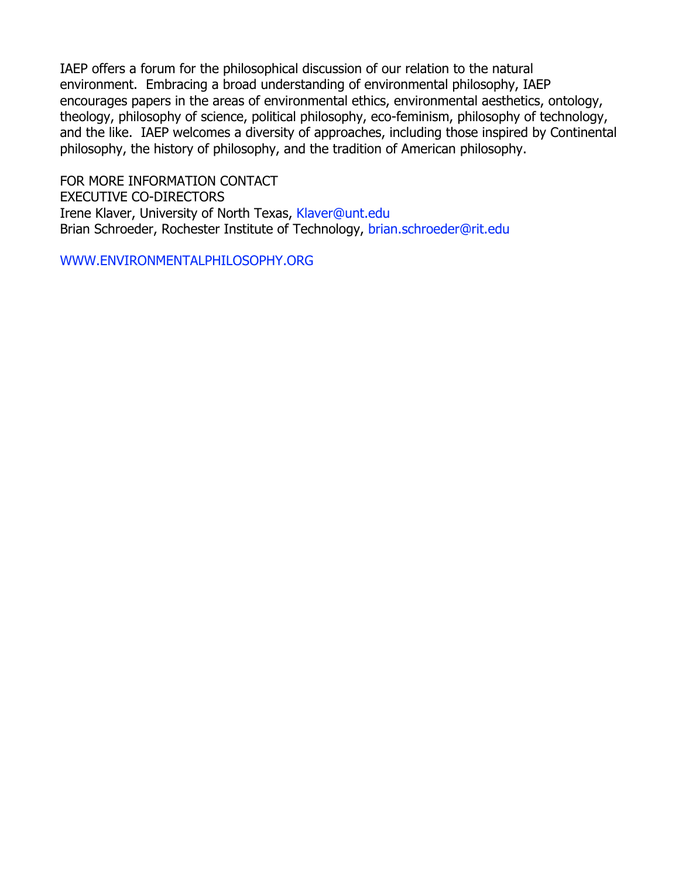IAEP offers a forum for the philosophical discussion of our relation to the natural environment. Embracing a broad understanding of environmental philosophy, IAEP encourages papers in the areas of environmental ethics, environmental aesthetics, ontology, theology, philosophy of science, political philosophy, eco-feminism, philosophy of technology, and the like. IAEP welcomes a diversity of approaches, including those inspired by Continental philosophy, the history of philosophy, and the tradition of American philosophy.

FOR MORE INFORMATION CONTACT
EXECUTIVE CO-DIRECTORS
Irene Klaver, University of North Texas, Klaver@unt.edu
Brian Schroeder, Rochester Institute of Technology, brian.schroeder@rit.edu

WWW.ENVIRONMENTALPHILOSOPHY.ORG